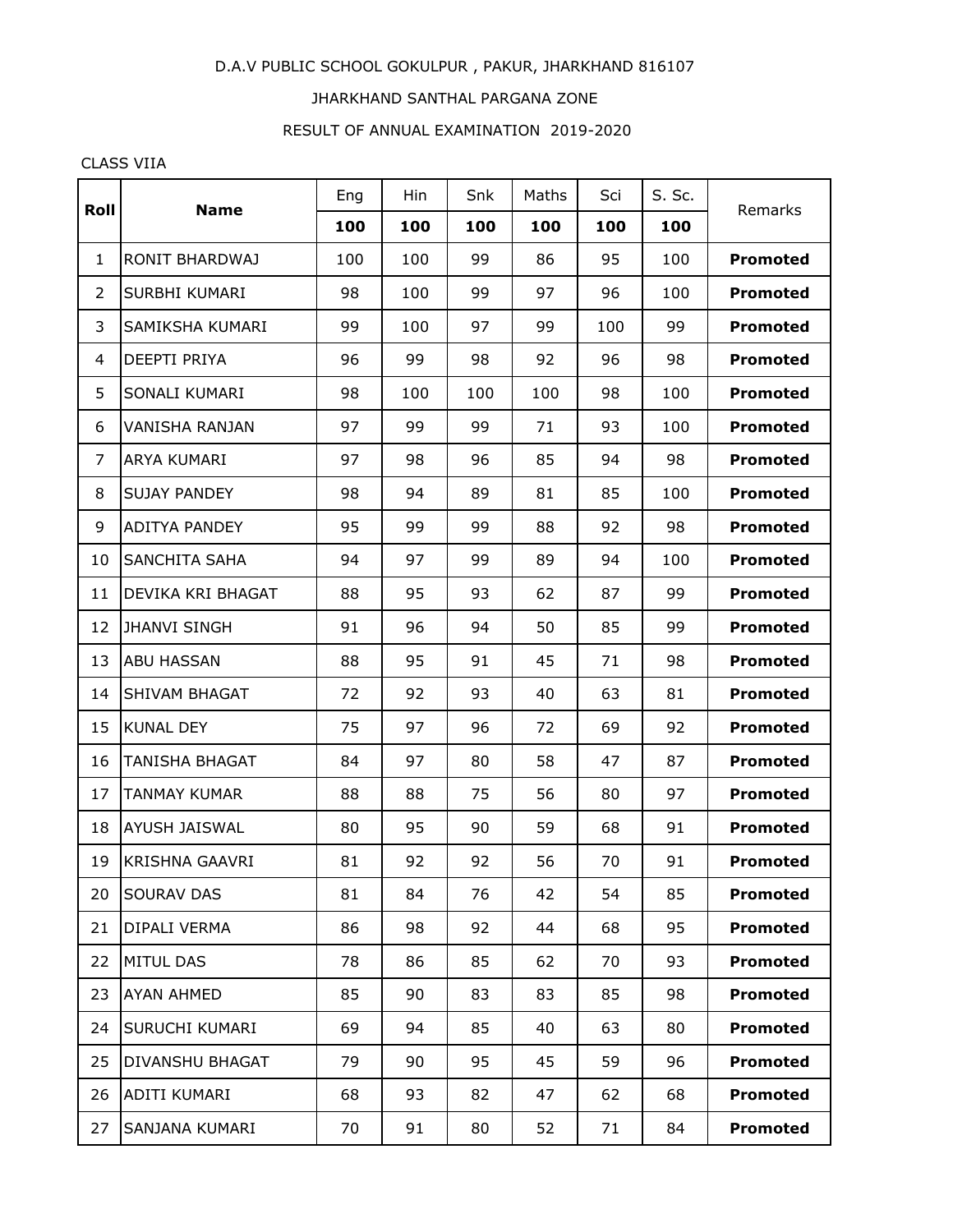D.A.V PUBLIC SCHOOL GOKULPUR , PAKUR, JHARKHAND 816107

JHARKHAND SANTHAL PARGANA ZONE

RESULT OF ANNUAL EXAMINATION 2019-2020

CLASS VIIA

| Roll | Name | Eng | Hin | Snk | Maths | Sci | S. Sc. | Remarks |
|---|---|---|---|---|---|---|---|---|
| | | **100** | **100** | **100** | **100** | **100** | **100** | |
| 1 | RONIT BHARDWAJ | 100 | 100 | 99 | 86 | 95 | 100 | **Promoted** |
| 2 | SURBHI KUMARI | 98 | 100 | 99 | 97 | 96 | 100 | **Promoted** |
| 3 | SAMIKSHA KUMARI | 99 | 100 | 97 | 99 | 100 | 99 | **Promoted** |
| 4 | DEEPTI PRIYA | 96 | 99 | 98 | 92 | 96 | 98 | **Promoted** |
| 5 | SONALI KUMARI | 98 | 100 | 100 | 100 | 98 | 100 | **Promoted** |
| 6 | VANISHA RANJAN | 97 | 99 | 99 | 71 | 93 | 100 | **Promoted** |
| 7 | ARYA KUMARI | 97 | 98 | 96 | 85 | 94 | 98 | **Promoted** |
| 8 | SUJAY PANDEY | 98 | 94 | 89 | 81 | 85 | 100 | **Promoted** |
| 9 | ADITYA PANDEY | 95 | 99 | 99 | 88 | 92 | 98 | **Promoted** |
| 10 | SANCHITA SAHA | 94 | 97 | 99 | 89 | 94 | 100 | **Promoted** |
| 11 | DEVIKA KRI BHAGAT | 88 | 95 | 93 | 62 | 87 | 99 | **Promoted** |
| 12 | JHANVI SINGH | 91 | 96 | 94 | 50 | 85 | 99 | **Promoted** |
| 13 | ABU HASSAN | 88 | 95 | 91 | 45 | 71 | 98 | **Promoted** |
| 14 | SHIVAM BHAGAT | 72 | 92 | 93 | 40 | 63 | 81 | **Promoted** |
| 15 | KUNAL DEY | 75 | 97 | 96 | 72 | 69 | 92 | **Promoted** |
| 16 | TANISHA BHAGAT | 84 | 97 | 80 | 58 | 47 | 87 | **Promoted** |
| 17 | TANMAY KUMAR | 88 | 88 | 75 | 56 | 80 | 97 | **Promoted** |
| 18 | AYUSH JAISWAL | 80 | 95 | 90 | 59 | 68 | 91 | **Promoted** |
| 19 | KRISHNA GAAVRI | 81 | 92 | 92 | 56 | 70 | 91 | **Promoted** |
| 20 | SOURAV DAS | 81 | 84 | 76 | 42 | 54 | 85 | **Promoted** |
| 21 | DIPALI VERMA | 86 | 98 | 92 | 44 | 68 | 95 | **Promoted** |
| 22 | MITUL DAS | 78 | 86 | 85 | 62 | 70 | 93 | **Promoted** |
| 23 | AYAN AHMED | 85 | 90 | 83 | 83 | 85 | 98 | **Promoted** |
| 24 | SURUCHI KUMARI | 69 | 94 | 85 | 40 | 63 | 80 | **Promoted** |
| 25 | DIVANSHU BHAGAT | 79 | 90 | 95 | 45 | 59 | 96 | **Promoted** |
| 26 | ADITI KUMARI | 68 | 93 | 82 | 47 | 62 | 68 | **Promoted** |
| 27 | SANJANA KUMARI | 70 | 91 | 80 | 52 | 71 | 84 | **Promoted** |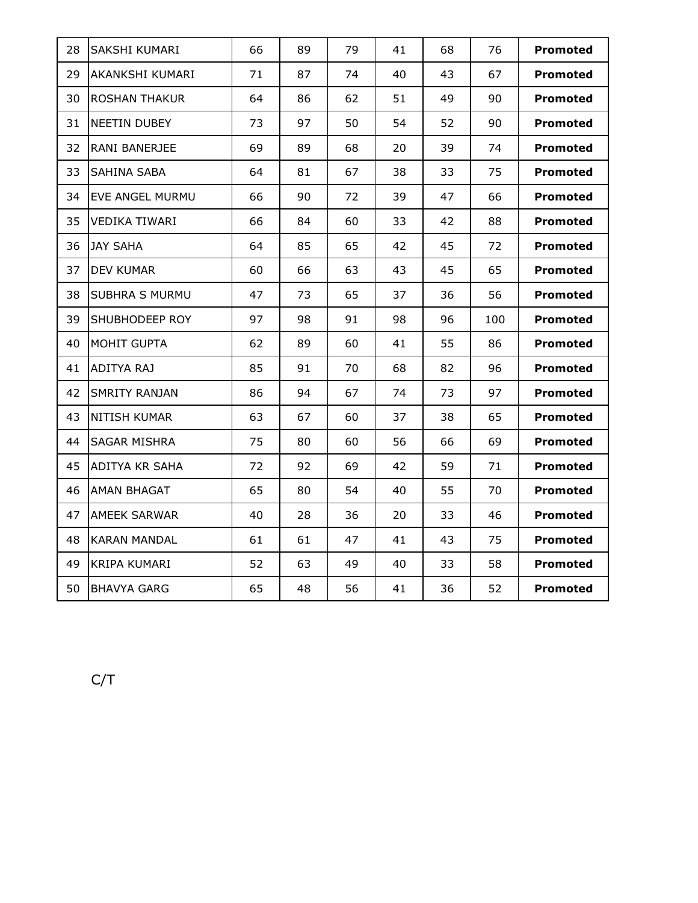| | | | | | | | | |
|---|---|---|---|---|---|---|---|---|
| 28 | SAKSHI KUMARI | 66 | 89 | 79 | 41 | 68 | 76 | **Promoted** |
| 29 | AKANKSHI KUMARI | 71 | 87 | 74 | 40 | 43 | 67 | **Promoted** |
| 30 | ROSHAN THAKUR | 64 | 86 | 62 | 51 | 49 | 90 | **Promoted** |
| 31 | NEETIN DUBEY | 73 | 97 | 50 | 54 | 52 | 90 | **Promoted** |
| 32 | RANI BANERJEE | 69 | 89 | 68 | 20 | 39 | 74 | **Promoted** |
| 33 | SAHINA SABA | 64 | 81 | 67 | 38 | 33 | 75 | **Promoted** |
| 34 | EVE ANGEL MURMU | 66 | 90 | 72 | 39 | 47 | 66 | **Promoted** |
| 35 | VEDIKA TIWARI | 66 | 84 | 60 | 33 | 42 | 88 | **Promoted** |
| 36 | JAY SAHA | 64 | 85 | 65 | 42 | 45 | 72 | **Promoted** |
| 37 | DEV KUMAR | 60 | 66 | 63 | 43 | 45 | 65 | **Promoted** |
| 38 | SUBHRA S MURMU | 47 | 73 | 65 | 37 | 36 | 56 | **Promoted** |
| 39 | SHUBHODEEP ROY | 97 | 98 | 91 | 98 | 96 | 100 | **Promoted** |
| 40 | MOHIT GUPTA | 62 | 89 | 60 | 41 | 55 | 86 | **Promoted** |
| 41 | ADITYA RAJ | 85 | 91 | 70 | 68 | 82 | 96 | **Promoted** |
| 42 | SMRITY RANJAN | 86 | 94 | 67 | 74 | 73 | 97 | **Promoted** |
| 43 | NITISH KUMAR | 63 | 67 | 60 | 37 | 38 | 65 | **Promoted** |
| 44 | SAGAR MISHRA | 75 | 80 | 60 | 56 | 66 | 69 | **Promoted** |
| 45 | ADITYA KR SAHA | 72 | 92 | 69 | 42 | 59 | 71 | **Promoted** |
| 46 | AMAN BHAGAT | 65 | 80 | 54 | 40 | 55 | 70 | **Promoted** |
| 47 | AMEEK SARWAR | 40 | 28 | 36 | 20 | 33 | 46 | **Promoted** |
| 48 | KARAN MANDAL | 61 | 61 | 47 | 41 | 43 | 75 | **Promoted** |
| 49 | KRIPA KUMARI | 52 | 63 | 49 | 40 | 33 | 58 | **Promoted** |
| 50 | BHAVYA GARG | 65 | 48 | 56 | 41 | 36 | 52 | **Promoted** |

C/T